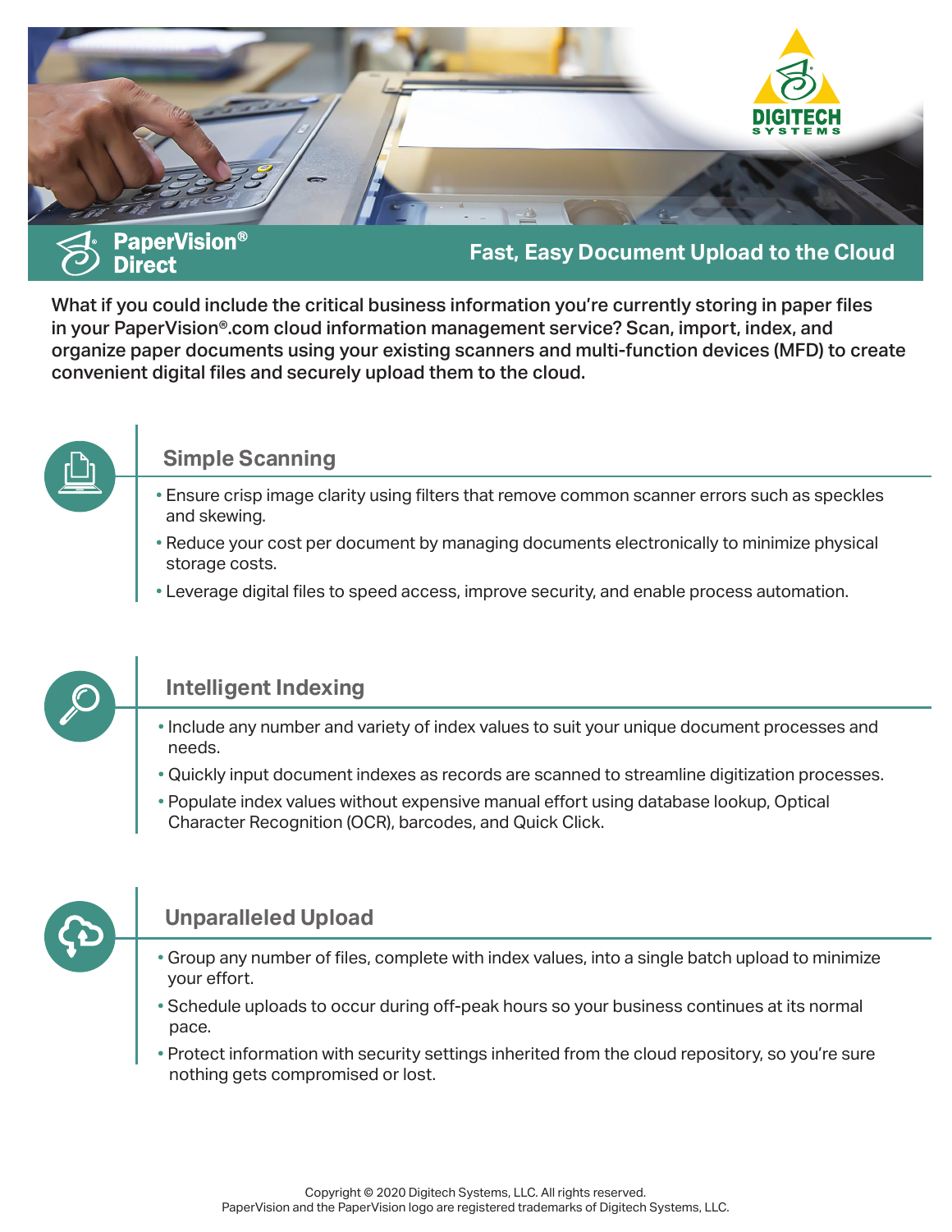# PaperVision® Direct

## Fast, Easy Document Upload to the Cloud

What if you could include the critical business information you're currently storing in paper files in your PaperVision®.com cloud information management service? Scan, import, index, and organize paper documents using your existing scanners and multi-function devices (MFD) to create convenient digital files and securely upload them to the cloud.

### Simple Scanning

- Ensure crisp image clarity using filters that remove common scanner errors such as speckles and skewing.
- Reduce your cost per document by managing documents electronically to minimize physical storage costs.
- Leverage digital files to speed access, improve security, and enable process automation.

### Intelligent Indexing

- Include any number and variety of index values to suit your unique document processes and needs.
- Quickly input document indexes as records are scanned to streamline digitization processes.
- Populate index values without expensive manual effort using database lookup, Optical Character Recognition (OCR), barcodes, and Quick Click.

### Unparalleled Upload

- Group any number of files, complete with index values, into a single batch upload to minimize your effort.
- Schedule uploads to occur during off-peak hours so your business continues at its normal pace.
- Protect information with security settings inherited from the cloud repository, so you're sure nothing gets compromised or lost.

Copyright © 2020 Digitech Systems, LLC. All rights reserved.
PaperVision and the PaperVision logo are registered trademarks of Digitech Systems, LLC.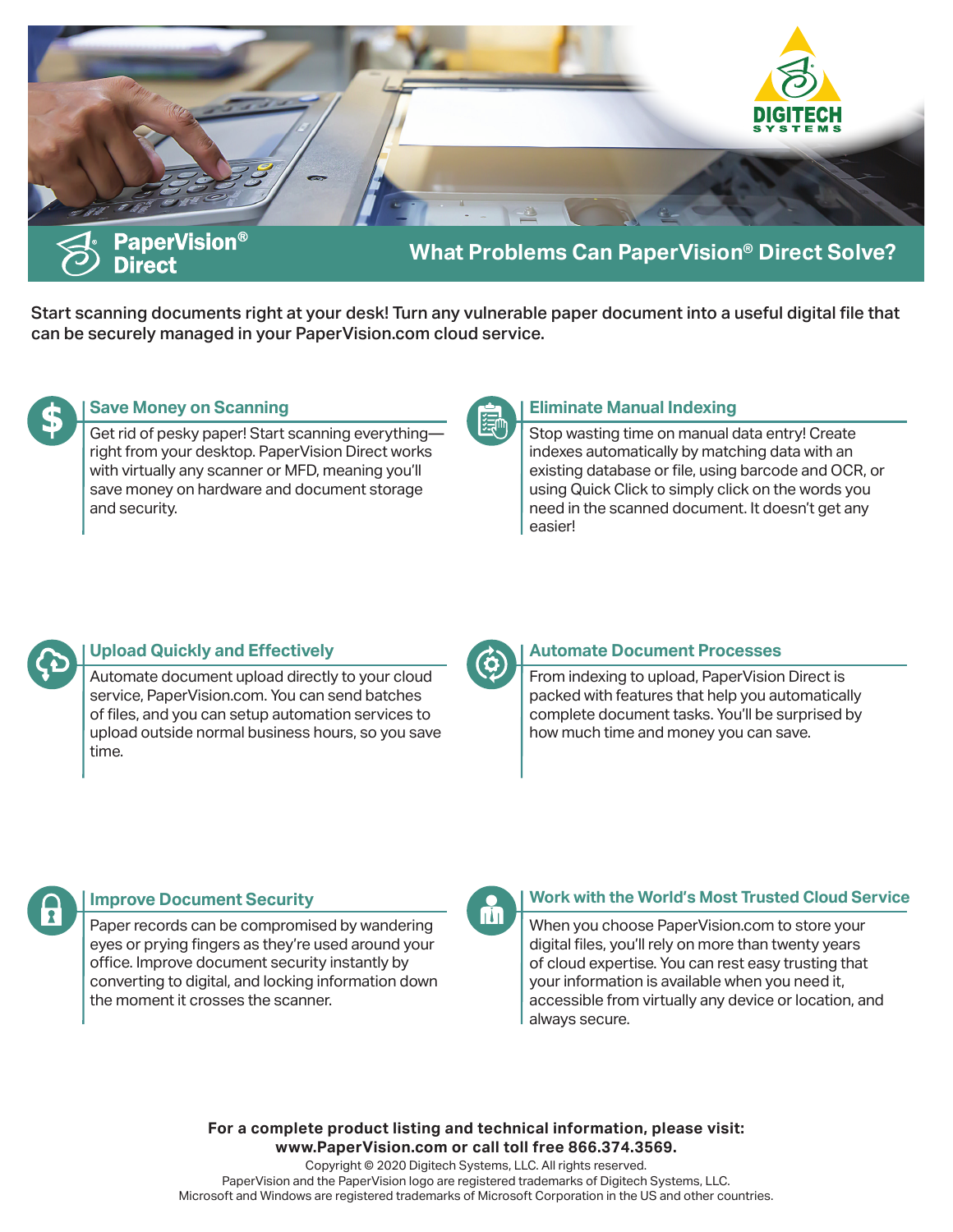# PaperVision® Direct

## What Problems Can PaperVision® Direct Solve?

Start scanning documents right at your desk! Turn any vulnerable paper document into a useful digital file that can be securely managed in your PaperVision.com cloud service.

### Save Money on Scanning

Get rid of pesky paper! Start scanning everything—right from your desktop. PaperVision Direct works with virtually any scanner or MFD, meaning you'll save money on hardware and document storage and security.

### Eliminate Manual Indexing

Stop wasting time on manual data entry! Create indexes automatically by matching data with an existing database or file, using barcode and OCR, or using Quick Click to simply click on the words you need in the scanned document. It doesn't get any easier!

### Upload Quickly and Effectively

Automate document upload directly to your cloud service, PaperVision.com. You can send batches of files, and you can setup automation services to upload outside normal business hours, so you save time.

### Automate Document Processes

From indexing to upload, PaperVision Direct is packed with features that help you automatically complete document tasks. You'll be surprised by how much time and money you can save.

### Improve Document Security

Paper records can be compromised by wandering eyes or prying fingers as they're used around your office. Improve document security instantly by converting to digital, and locking information down the moment it crosses the scanner.

### Work with the World's Most Trusted Cloud Service

When you choose PaperVision.com to store your digital files, you'll rely on more than twenty years of cloud expertise. You can rest easy trusting that your information is available when you need it, accessible from virtually any device or location, and always secure.

**For a complete product listing and technical information, please visit: www.PaperVision.com or call toll free 866.374.3569.**

Copyright © 2020 Digitech Systems, LLC. All rights reserved.
PaperVision and the PaperVision logo are registered trademarks of Digitech Systems, LLC.
Microsoft and Windows are registered trademarks of Microsoft Corporation in the US and other countries.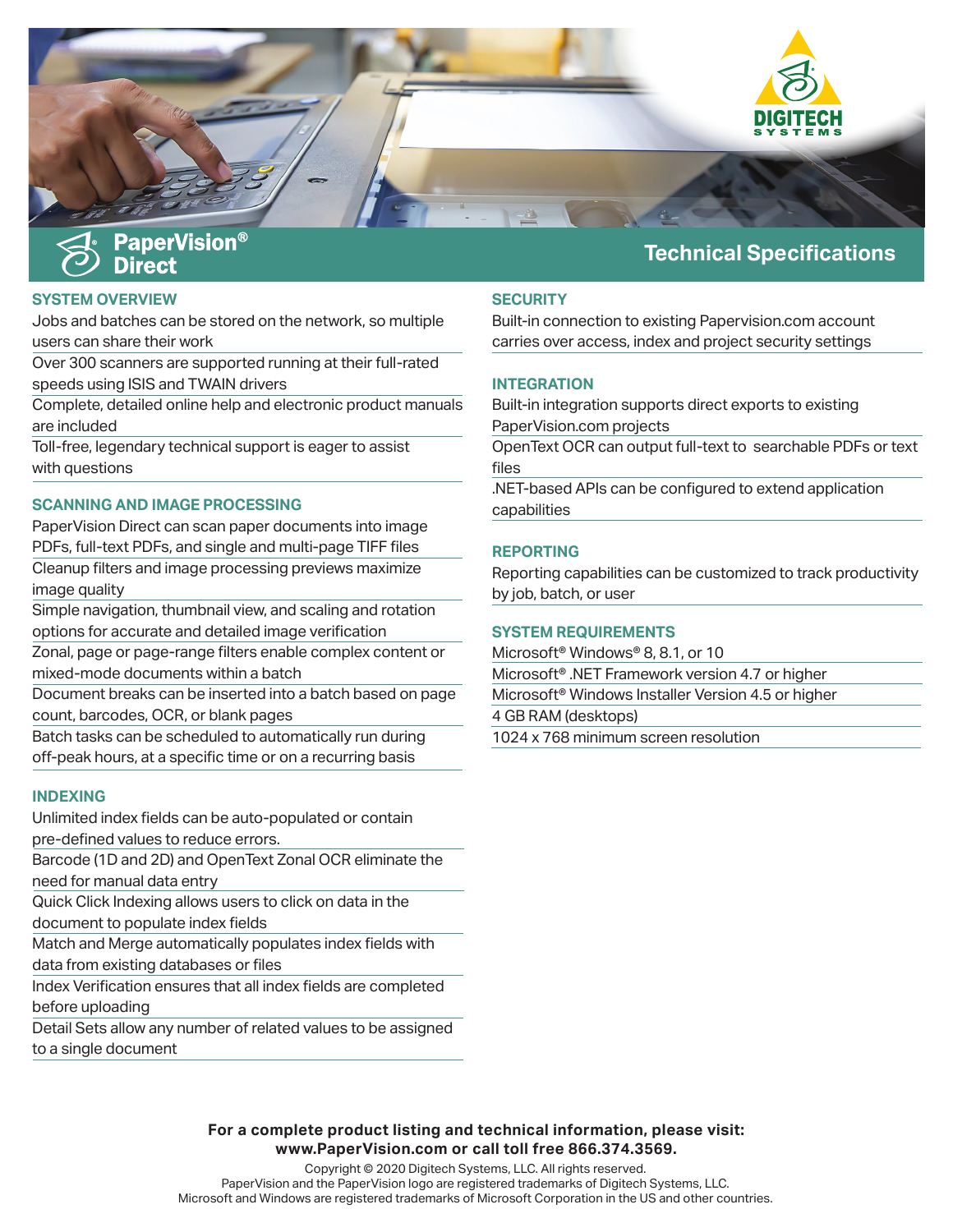# PaperVision® Direct

## Technical Specifications

### SYSTEM OVERVIEW

- Jobs and batches can be stored on the network, so multiple users can share their work
- Over 300 scanners are supported running at their full-rated speeds using ISIS and TWAIN drivers
- Complete, detailed online help and electronic product manuals are included
- Toll-free, legendary technical support is eager to assist with questions

### SCANNING AND IMAGE PROCESSING

- PaperVision Direct can scan paper documents into image PDFs, full-text PDFs, and single and multi-page TIFF files
- Cleanup filters and image processing previews maximize image quality
- Simple navigation, thumbnail view, and scaling and rotation options for accurate and detailed image verification
- Zonal, page or page-range filters enable complex content or mixed-mode documents within a batch
- Document breaks can be inserted into a batch based on page count, barcodes, OCR, or blank pages
- Batch tasks can be scheduled to automatically run during off-peak hours, at a specific time or on a recurring basis

### INDEXING

- Unlimited index fields can be auto-populated or contain pre-defined values to reduce errors.
- Barcode (1D and 2D) and OpenText Zonal OCR eliminate the need for manual data entry
- Quick Click Indexing allows users to click on data in the document to populate index fields
- Match and Merge automatically populates index fields with data from existing databases or files
- Index Verification ensures that all index fields are completed before uploading
- Detail Sets allow any number of related values to be assigned to a single document

### SECURITY

- Built-in connection to existing Papervision.com account carries over access, index and project security settings

### INTEGRATION

- Built-in integration supports direct exports to existing PaperVision.com projects
- OpenText OCR can output full-text to searchable PDFs or text files
- .NET-based APIs can be configured to extend application capabilities

### REPORTING

- Reporting capabilities can be customized to track productivity by job, batch, or user

### SYSTEM REQUIREMENTS

- Microsoft® Windows® 8, 8.1, or 10
- Microsoft® .NET Framework version 4.7 or higher
- Microsoft® Windows Installer Version 4.5 or higher
- 4 GB RAM (desktops)
- 1024 x 768 minimum screen resolution

**For a complete product listing and technical information, please visit: www.PaperVision.com or call toll free 866.374.3569.**

Copyright © 2020 Digitech Systems, LLC. All rights reserved.
PaperVision and the PaperVision logo are registered trademarks of Digitech Systems, LLC.
Microsoft and Windows are registered trademarks of Microsoft Corporation in the US and other countries.